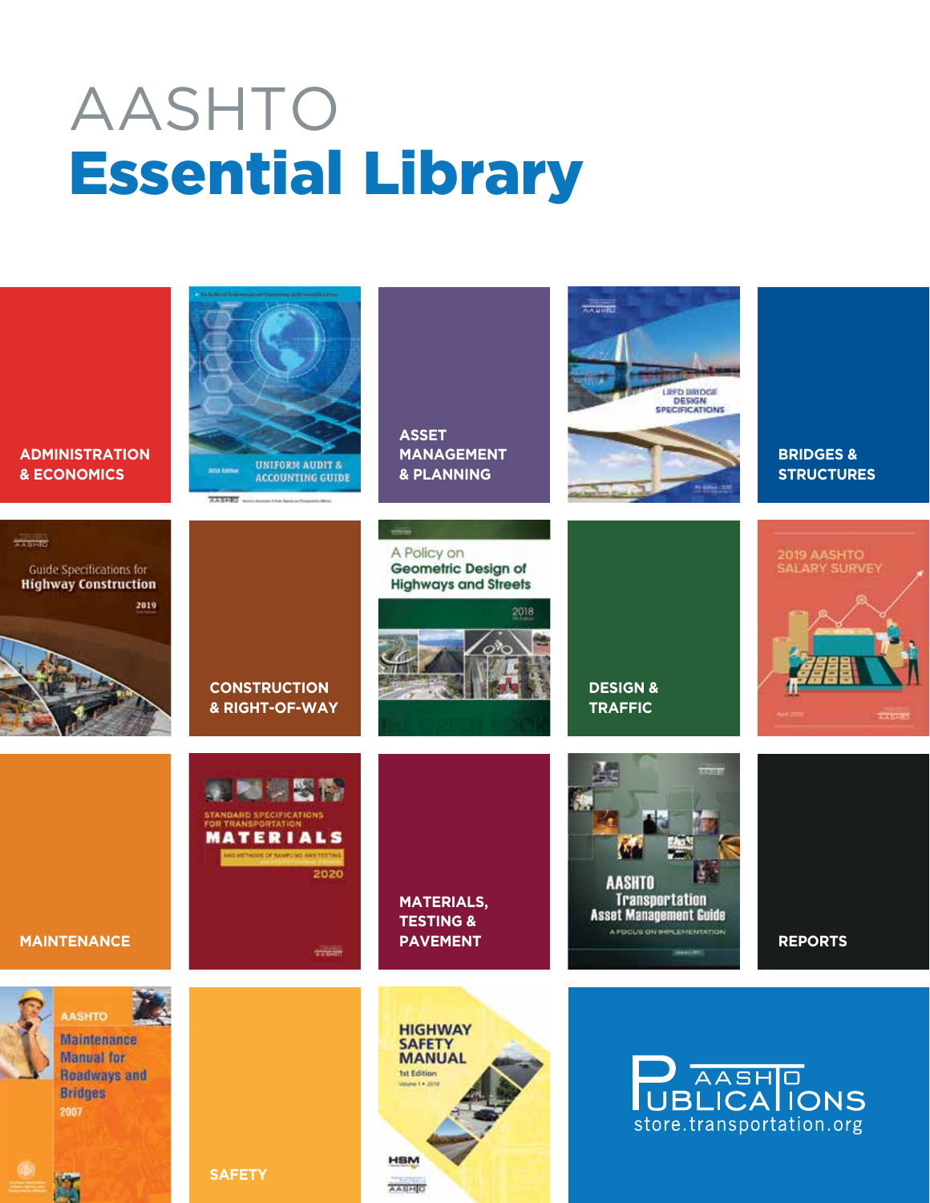# AASHTO Essential Library

ADMINISTRATION & ECONOMICS

ASSET MANAGEMENT & PLANNING

BRIDGES & STRUCTURES

CONSTRUCTION & RIGHT-OF-WAY

DESIGN & TRAFFIC

MAINTENANCE

MATERIALS, TESTING & PAVEMENT

REPORTS

SAFETY

AASHTO PUBLICATIONS
store.transportation.org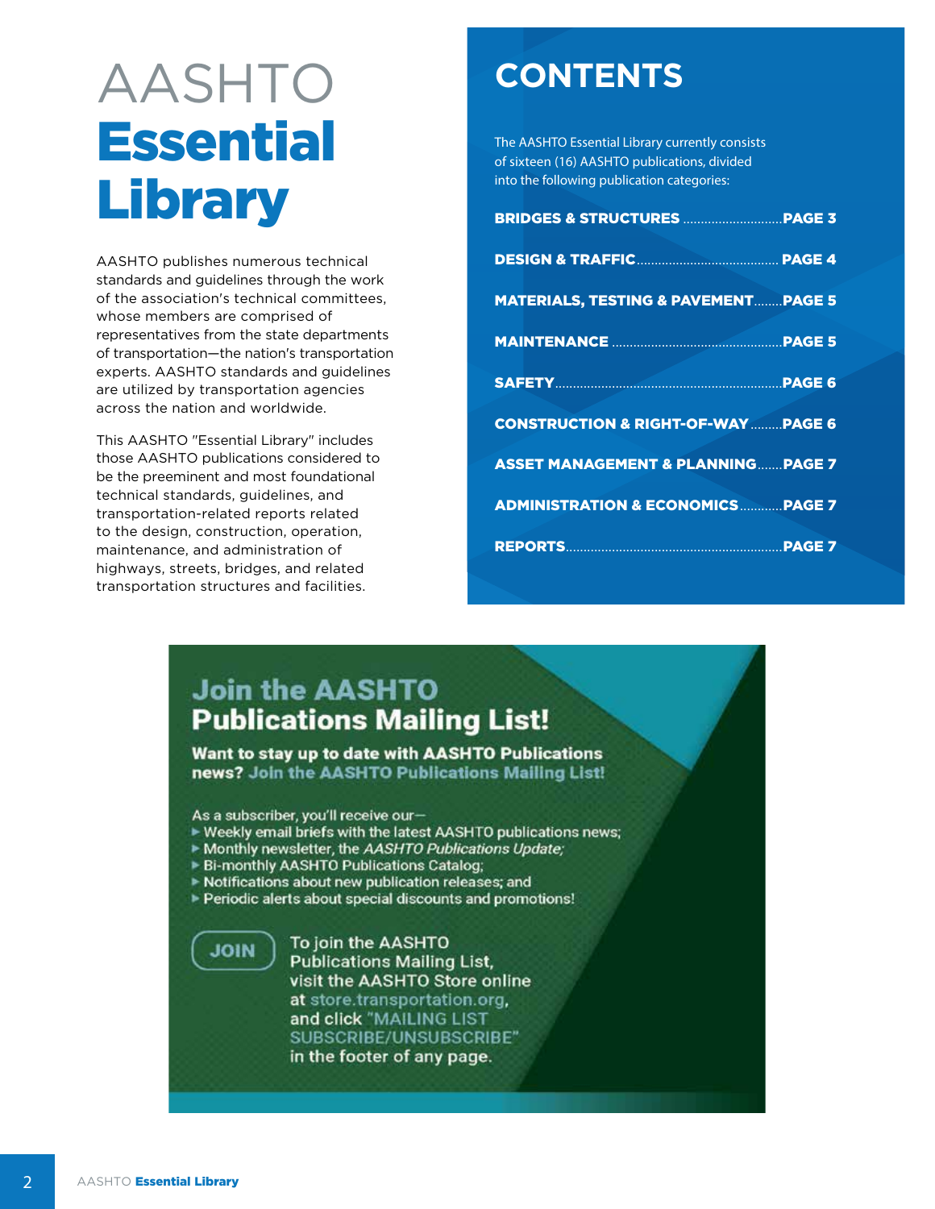# AASHTO **Essential Library**

AASHTO publishes numerous technical standards and guidelines through the work of the association's technical committees, whose members are comprised of representatives from the state departments of transportation—the nation's transportation experts. AASHTO standards and guidelines are utilized by transportation agencies across the nation and worldwide.

This AASHTO "Essential Library" includes those AASHTO publications considered to be the preeminent and most foundational technical standards, guidelines, and transportation-related reports related to the design, construction, operation, maintenance, and administration of highways, streets, bridges, and related transportation structures and facilities.

## CONTENTS

The AASHTO Essential Library currently consists of sixteen (16) AASHTO publications, divided into the following publication categories:

- **BRIDGES & STRUCTURES** ............ **PAGE 3**
- **DESIGN & TRAFFIC** ............ **PAGE 4**
- **MATERIALS, TESTING & PAVEMENT** ............ **PAGE 5**
- **MAINTENANCE** ............ **PAGE 5**
- **SAFETY** ............ **PAGE 6**
- **CONSTRUCTION & RIGHT-OF-WAY** ............ **PAGE 6**
- **ASSET MANAGEMENT & PLANNING** ............ **PAGE 7**
- **ADMINISTRATION & ECONOMICS** ............ **PAGE 7**
- **REPORTS** ............ **PAGE 7**

## Join the AASHTO Publications Mailing List!

**Want to stay up to date with AASHTO Publications news? Join the AASHTO Publications Mailing List!**

As a subscriber, you'll receive our—

- Weekly email briefs with the latest AASHTO publications news;
- Monthly newsletter, the *AASHTO Publications Update;*
- Bi-monthly AASHTO Publications Catalog;
- Notifications about new publication releases; and
- Periodic alerts about special discounts and promotions!

**JOIN**

To join the AASHTO Publications Mailing List, visit the AASHTO Store online at store.transportation.org, and click "MAILING LIST SUBSCRIBE/UNSUBSCRIBE" in the footer of any page.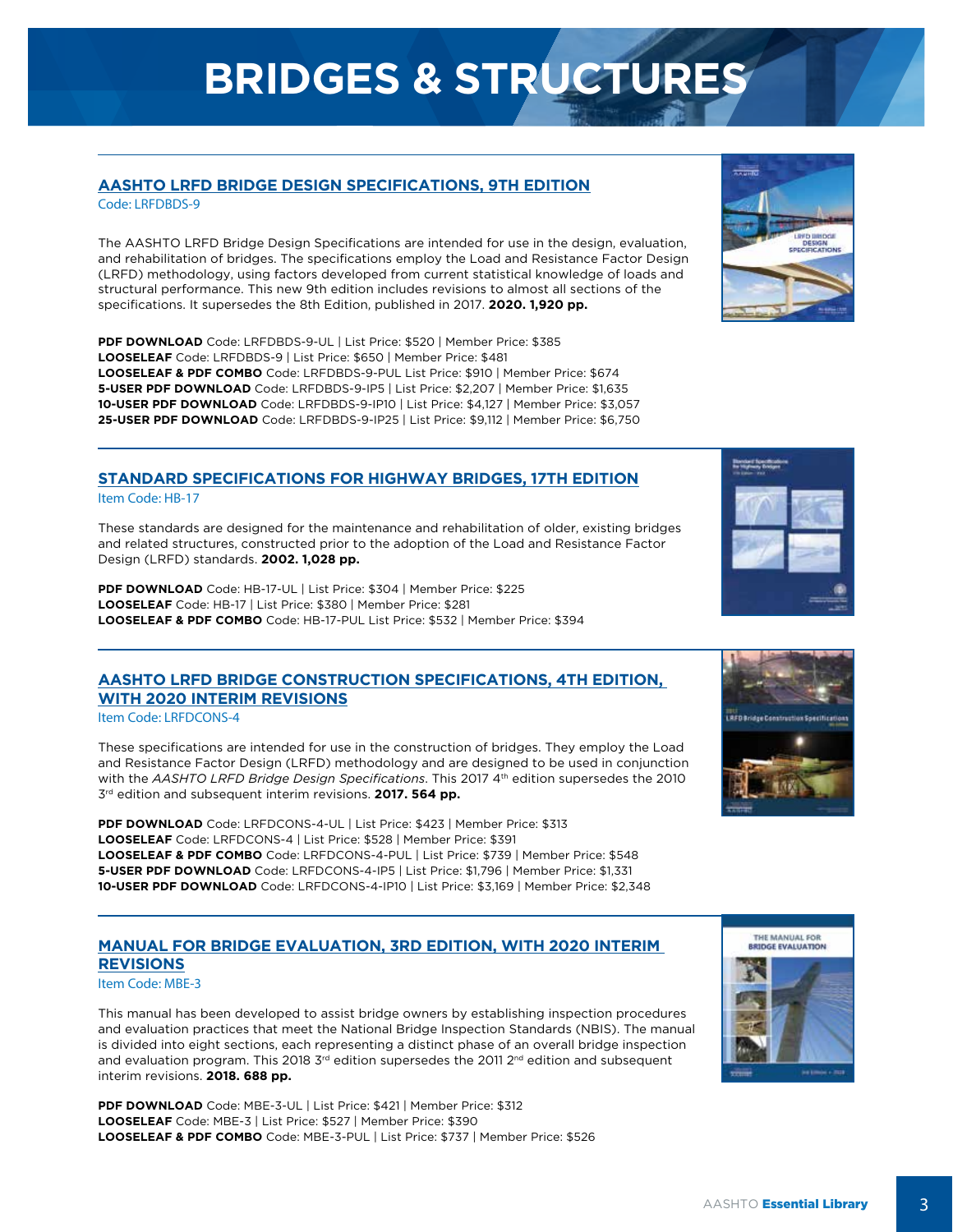# BRIDGES & STRUCTURES

## AASHTO LRFD BRIDGE DESIGN SPECIFICATIONS, 9TH EDITION

Code: LRFDBDS-9

The AASHTO LRFD Bridge Design Specifications are intended for use in the design, evaluation, and rehabilitation of bridges. The specifications employ the Load and Resistance Factor Design (LRFD) methodology, using factors developed from current statistical knowledge of loads and structural performance. This new 9th edition includes revisions to almost all sections of the specifications. It supersedes the 8th Edition, published in 2017. **2020. 1,920 pp.**

**PDF DOWNLOAD** Code: LRFDBDS-9-UL | List Price: $520 | Member Price: $385
**LOOSELEAF** Code: LRFDBDS-9 | List Price: $650 | Member Price: $481
**LOOSELEAF & PDF COMBO** Code: LRFDBDS-9-PUL List Price: $910 | Member Price: $674
**5-USER PDF DOWNLOAD** Code: LRFDBDS-9-IP5 | List Price: $2,207 | Member Price: $1,635
**10-USER PDF DOWNLOAD** Code: LRFDBDS-9-IP10 | List Price: $4,127 | Member Price: $3,057
**25-USER PDF DOWNLOAD** Code: LRFDBDS-9-IP25 | List Price: $9,112 | Member Price: $6,750

## STANDARD SPECIFICATIONS FOR HIGHWAY BRIDGES, 17TH EDITION

Item Code: HB-17

These standards are designed for the maintenance and rehabilitation of older, existing bridges and related structures, constructed prior to the adoption of the Load and Resistance Factor Design (LRFD) standards. **2002. 1,028 pp.**

**PDF DOWNLOAD** Code: HB-17-UL | List Price: $304 | Member Price: $225
**LOOSELEAF** Code: HB-17 | List Price: $380 | Member Price: $281
**LOOSELEAF & PDF COMBO** Code: HB-17-PUL List Price: $532 | Member Price: $394

## AASHTO LRFD BRIDGE CONSTRUCTION SPECIFICATIONS, 4TH EDITION, WITH 2020 INTERIM REVISIONS

Item Code: LRFDCONS-4

These specifications are intended for use in the construction of bridges. They employ the Load and Resistance Factor Design (LRFD) methodology and are designed to be used in conjunction with the *AASHTO LRFD Bridge Design Specifications*. This 2017 4th edition supersedes the 2010 3rd edition and subsequent interim revisions. **2017. 564 pp.**

**PDF DOWNLOAD** Code: LRFDCONS-4-UL | List Price: $423 | Member Price: $313
**LOOSELEAF** Code: LRFDCONS-4 | List Price: $528 | Member Price: $391
**LOOSELEAF & PDF COMBO** Code: LRFDCONS-4-PUL | List Price: $739 | Member Price: $548
**5-USER PDF DOWNLOAD** Code: LRFDCONS-4-IP5 | List Price: $1,796 | Member Price: $1,331
**10-USER PDF DOWNLOAD** Code: LRFDCONS-4-IP10 | List Price: $3,169 | Member Price: $2,348

## MANUAL FOR BRIDGE EVALUATION, 3RD EDITION, WITH 2020 INTERIM REVISIONS

Item Code: MBE-3

This manual has been developed to assist bridge owners by establishing inspection procedures and evaluation practices that meet the National Bridge Inspection Standards (NBIS). The manual is divided into eight sections, each representing a distinct phase of an overall bridge inspection and evaluation program. This 2018 3rd edition supersedes the 2011 2nd edition and subsequent interim revisions. **2018. 688 pp.**

**PDF DOWNLOAD** Code: MBE-3-UL | List Price: $421 | Member Price: $312
**LOOSELEAF** Code: MBE-3 | List Price: $527 | Member Price: $390
**LOOSELEAF & PDF COMBO** Code: MBE-3-PUL | List Price: $737 | Member Price: $526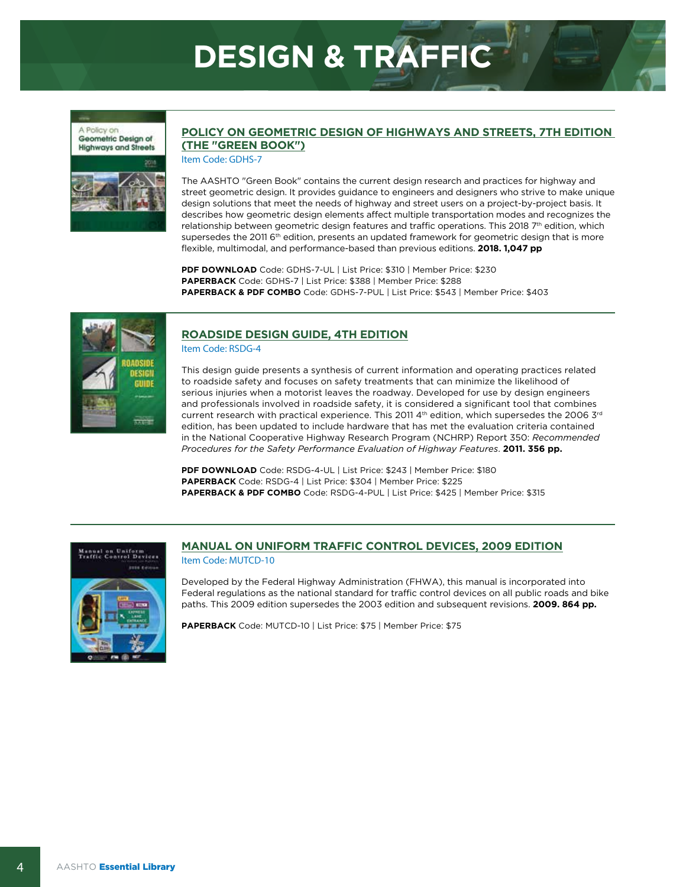# DESIGN & TRAFFIC

## POLICY ON GEOMETRIC DESIGN OF HIGHWAYS AND STREETS, 7TH EDITION (THE "GREEN BOOK")

Item Code: GDHS-7

The AASHTO "Green Book" contains the current design research and practices for highway and street geometric design. It provides guidance to engineers and designers who strive to make unique design solutions that meet the needs of highway and street users on a project-by-project basis. It describes how geometric design elements affect multiple transportation modes and recognizes the relationship between geometric design features and traffic operations. This 2018 7th edition, which supersedes the 2011 6th edition, presents an updated framework for geometric design that is more flexible, multimodal, and performance-based than previous editions. **2018. 1,047 pp**

**PDF DOWNLOAD** Code: GDHS-7-UL | List Price: $310 | Member Price: $230
**PAPERBACK** Code: GDHS-7 | List Price: $388 | Member Price: $288
**PAPERBACK & PDF COMBO** Code: GDHS-7-PUL | List Price: $543 | Member Price: $403

## ROADSIDE DESIGN GUIDE, 4TH EDITION

Item Code: RSDG-4

This design guide presents a synthesis of current information and operating practices related to roadside safety and focuses on safety treatments that can minimize the likelihood of serious injuries when a motorist leaves the roadway. Developed for use by design engineers and professionals involved in roadside safety, it is considered a significant tool that combines current research with practical experience. This 2011 4th edition, which supersedes the 2006 3rd edition, has been updated to include hardware that has met the evaluation criteria contained in the National Cooperative Highway Research Program (NCHRP) Report 350: *Recommended Procedures for the Safety Performance Evaluation of Highway Features*. **2011. 356 pp.**

**PDF DOWNLOAD** Code: RSDG-4-UL | List Price: $243 | Member Price: $180
**PAPERBACK** Code: RSDG-4 | List Price: $304 | Member Price: $225
**PAPERBACK & PDF COMBO** Code: RSDG-4-PUL | List Price: $425 | Member Price: $315

## MANUAL ON UNIFORM TRAFFIC CONTROL DEVICES, 2009 EDITION

Item Code: MUTCD-10

Developed by the Federal Highway Administration (FHWA), this manual is incorporated into Federal regulations as the national standard for traffic control devices on all public roads and bike paths. This 2009 edition supersedes the 2003 edition and subsequent revisions. **2009. 864 pp.**

**PAPERBACK** Code: MUTCD-10 | List Price: $75 | Member Price: $75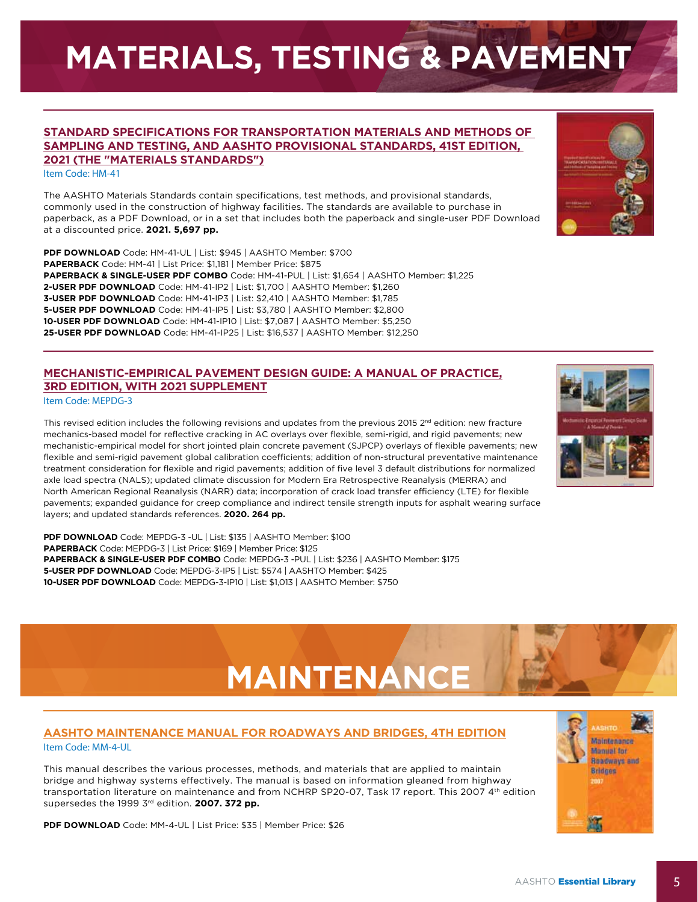# MATERIALS, TESTING & PAVEMENT

## STANDARD SPECIFICATIONS FOR TRANSPORTATION MATERIALS AND METHODS OF SAMPLING AND TESTING, AND AASHTO PROVISIONAL STANDARDS, 41ST EDITION, 2021 (THE "MATERIALS STANDARDS")

Item Code: HM-41

The AASHTO Materials Standards contain specifications, test methods, and provisional standards, commonly used in the construction of highway facilities. The standards are available to purchase in paperback, as a PDF Download, or in a set that includes both the paperback and single-user PDF Download at a discounted price. **2021. 5,697 pp.**

**PDF DOWNLOAD** Code: HM-41-UL | List: $945 | AASHTO Member: $700
**PAPERBACK** Code: HM-41 | List Price: $1,181 | Member Price: $875
**PAPERBACK & SINGLE-USER PDF COMBO** Code: HM-41-PUL | List: $1,654 | AASHTO Member: $1,225
**2-USER PDF DOWNLOAD** Code: HM-41-IP2 | List: $1,700 | AASHTO Member: $1,260
**3-USER PDF DOWNLOAD** Code: HM-41-IP3 | List: $2,410 | AASHTO Member: $1,785
**5-USER PDF DOWNLOAD** Code: HM-41-IP5 | List: $3,780 | AASHTO Member: $2,800
**10-USER PDF DOWNLOAD** Code: HM-41-IP10 | List: $7,087 | AASHTO Member: $5,250
**25-USER PDF DOWNLOAD** Code: HM-41-IP25 | List: $16,537 | AASHTO Member: $12,250

## MECHANISTIC-EMPIRICAL PAVEMENT DESIGN GUIDE: A MANUAL OF PRACTICE, 3RD EDITION, WITH 2021 SUPPLEMENT

Item Code: MEPDG-3

This revised edition includes the following revisions and updates from the previous 2015 2nd edition: new fracture mechanics-based model for reflective cracking in AC overlays over flexible, semi-rigid, and rigid pavements; new mechanistic-empirical model for short jointed plain concrete pavement (SJPCP) overlays of flexible pavements; new flexible and semi-rigid pavement global calibration coefficients; addition of non-structural preventative maintenance treatment consideration for flexible and rigid pavements; addition of five level 3 default distributions for normalized axle load spectra (NALS); updated climate discussion for Modern Era Retrospective Reanalysis (MERRA) and North American Regional Reanalysis (NARR) data; incorporation of crack load transfer efficiency (LTE) for flexible pavements; expanded guidance for creep compliance and indirect tensile strength inputs for asphalt wearing surface layers; and updated standards references. **2020. 264 pp.**

**PDF DOWNLOAD** Code: MEPDG-3 -UL | List: $135 | AASHTO Member: $100
**PAPERBACK** Code: MEPDG-3 | List Price: $169 | Member Price: $125
**PAPERBACK & SINGLE-USER PDF COMBO** Code: MEPDG-3 -PUL | List: $236 | AASHTO Member: $175
**5-USER PDF DOWNLOAD** Code: MEPDG-3-IP5 | List: $574 | AASHTO Member: $425
**10-USER PDF DOWNLOAD** Code: MEPDG-3-IP10 | List: $1,013 | AASHTO Member: $750

# MAINTENANCE

## AASHTO MAINTENANCE MANUAL FOR ROADWAYS AND BRIDGES, 4TH EDITION

Item Code: MM-4-UL

This manual describes the various processes, methods, and materials that are applied to maintain bridge and highway systems effectively. The manual is based on information gleaned from highway transportation literature on maintenance and from NCHRP SP20-07, Task 17 report. This 2007 4th edition supersedes the 1999 3rd edition. **2007. 372 pp.**

**PDF DOWNLOAD** Code: MM-4-UL | List Price: $35 | Member Price: $26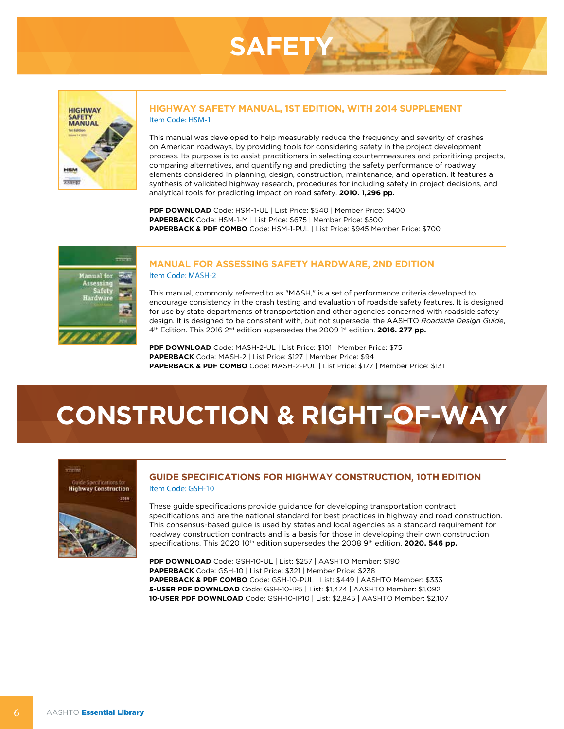# SAFETY

## HIGHWAY SAFETY MANUAL, 1ST EDITION, WITH 2014 SUPPLEMENT

Item Code: HSM-1

This manual was developed to help measurably reduce the frequency and severity of crashes on American roadways, by providing tools for considering safety in the project development process. Its purpose is to assist practitioners in selecting countermeasures and prioritizing projects, comparing alternatives, and quantifying and predicting the safety performance of roadway elements considered in planning, design, construction, maintenance, and operation. It features a synthesis of validated highway research, procedures for including safety in project decisions, and analytical tools for predicting impact on road safety. **2010. 1,296 pp.**

**PDF DOWNLOAD** Code: HSM-1-UL | List Price: $540 | Member Price: $400
**PAPERBACK** Code: HSM-1-M | List Price: $675 | Member Price: $500
**PAPERBACK & PDF COMBO** Code: HSM-1-PUL | List Price: $945 Member Price: $700

## MANUAL FOR ASSESSING SAFETY HARDWARE, 2ND EDITION

Item Code: MASH-2

This manual, commonly referred to as "MASH," is a set of performance criteria developed to encourage consistency in the crash testing and evaluation of roadside safety features. It is designed for use by state departments of transportation and other agencies concerned with roadside safety design. It is designed to be consistent with, but not supersede, the AASHTO *Roadside Design Guide*, 4th Edition. This 2016 2nd edition supersedes the 2009 1st edition. **2016. 277 pp.**

**PDF DOWNLOAD** Code: MASH-2-UL | List Price: $101 | Member Price: $75
**PAPERBACK** Code: MASH-2 | List Price: $127 | Member Price: $94
**PAPERBACK & PDF COMBO** Code: MASH-2-PUL | List Price: $177 | Member Price: $131

# CONSTRUCTION & RIGHT-OF-WAY

## GUIDE SPECIFICATIONS FOR HIGHWAY CONSTRUCTION, 10TH EDITION

Item Code: GSH-10

These guide specifications provide guidance for developing transportation contract specifications and are the national standard for best practices in highway and road construction. This consensus-based guide is used by states and local agencies as a standard requirement for roadway construction contracts and is a basis for those in developing their own construction specifications. This 2020 10th edition supersedes the 2008 9th edition. **2020. 546 pp.**

**PDF DOWNLOAD** Code: GSH-10-UL | List: $257 | AASHTO Member: $190
**PAPERBACK** Code: GSH-10 | List Price: $321 | Member Price: $238
**PAPERBACK & PDF COMBO** Code: GSH-10-PUL | List: $449 | AASHTO Member: $333
**5-USER PDF DOWNLOAD** Code: GSH-10-IP5 | List: $1,474 | AASHTO Member: $1,092
**10-USER PDF DOWNLOAD** Code: GSH-10-IP10 | List: $2,845 | AASHTO Member: $2,107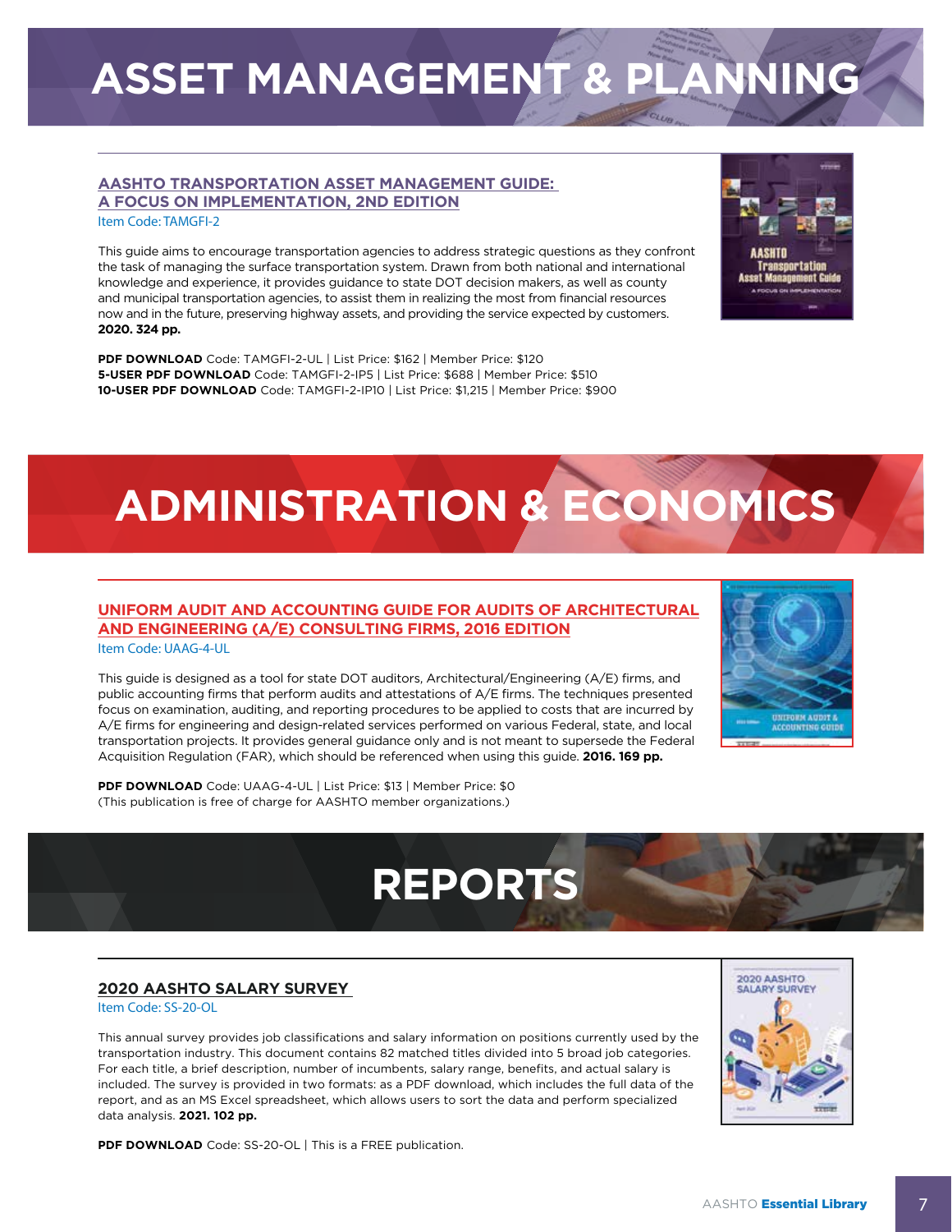# ASSET MANAGEMENT & PLANNING

## AASHTO TRANSPORTATION ASSET MANAGEMENT GUIDE: A FOCUS ON IMPLEMENTATION, 2ND EDITION

Item Code: TAMGFI-2

This guide aims to encourage transportation agencies to address strategic questions as they confront the task of managing the surface transportation system. Drawn from both national and international knowledge and experience, it provides guidance to state DOT decision makers, as well as county and municipal transportation agencies, to assist them in realizing the most from financial resources now and in the future, preserving highway assets, and providing the service expected by customers. **2020. 324 pp.**

**PDF DOWNLOAD** Code: TAMGFI-2-UL | List Price: $162 | Member Price: $120
**5-USER PDF DOWNLOAD** Code: TAMGFI-2-IP5 | List Price: $688 | Member Price: $510
**10-USER PDF DOWNLOAD** Code: TAMGFI-2-IP10 | List Price: $1,215 | Member Price: $900

# ADMINISTRATION & ECONOMICS

## UNIFORM AUDIT AND ACCOUNTING GUIDE FOR AUDITS OF ARCHITECTURAL AND ENGINEERING (A/E) CONSULTING FIRMS, 2016 EDITION

Item Code: UAAG-4-UL

This guide is designed as a tool for state DOT auditors, Architectural/Engineering (A/E) firms, and public accounting firms that perform audits and attestations of A/E firms. The techniques presented focus on examination, auditing, and reporting procedures to be applied to costs that are incurred by A/E firms for engineering and design-related services performed on various Federal, state, and local transportation projects. It provides general guidance only and is not meant to supersede the Federal Acquisition Regulation (FAR), which should be referenced when using this guide. **2016. 169 pp.**

**PDF DOWNLOAD** Code: UAAG-4-UL | List Price: $13 | Member Price: $0
(This publication is free of charge for AASHTO member organizations.)

# REPORTS

## 2020 AASHTO SALARY SURVEY

Item Code: SS-20-OL

This annual survey provides job classifications and salary information on positions currently used by the transportation industry. This document contains 82 matched titles divided into 5 broad job categories. For each title, a brief description, number of incumbents, salary range, benefits, and actual salary is included. The survey is provided in two formats: as a PDF download, which includes the full data of the report, and as an MS Excel spreadsheet, which allows users to sort the data and perform specialized data analysis. **2021. 102 pp.**

**PDF DOWNLOAD** Code: SS-20-OL | This is a FREE publication.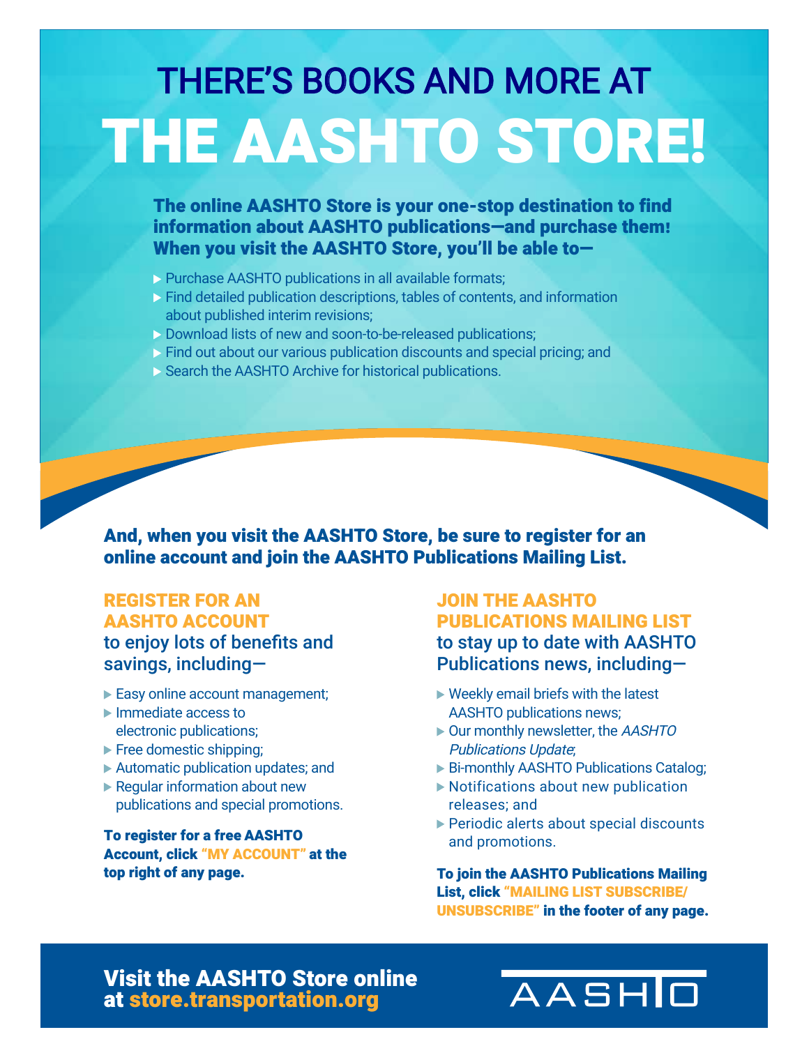# THERE'S BOOKS AND MORE AT THE AASHTO STORE!

**The online AASHTO Store is your one-stop destination to find information about AASHTO publications—and purchase them! When you visit the AASHTO Store, you'll be able to—**

- Purchase AASHTO publications in all available formats;
- Find detailed publication descriptions, tables of contents, and information about published interim revisions;
- Download lists of new and soon-to-be-released publications;
- Find out about our various publication discounts and special pricing; and
- Search the AASHTO Archive for historical publications.

**And, when you visit the AASHTO Store, be sure to register for an online account and join the AASHTO Publications Mailing List.**

## REGISTER FOR AN AASHTO ACCOUNT

to enjoy lots of benefits and savings, including—

- Easy online account management;
- Immediate access to electronic publications;
- Free domestic shipping;
- Automatic publication updates; and
- Regular information about new publications and special promotions.

**To register for a free AASHTO Account, click "MY ACCOUNT" at the top right of any page.**

## JOIN THE AASHTO PUBLICATIONS MAILING LIST

to stay up to date with AASHTO Publications news, including—

- Weekly email briefs with the latest AASHTO publications news;
- Our monthly newsletter, the *AASHTO Publications Update*;
- Bi-monthly AASHTO Publications Catalog;
- Notifications about new publication releases; and
- Periodic alerts about special discounts and promotions.

**To join the AASHTO Publications Mailing List, click "MAILING LIST SUBSCRIBE/UNSUBSCRIBE" in the footer of any page.**

**Visit the AASHTO Store online at store.transportation.org**

AASHTO